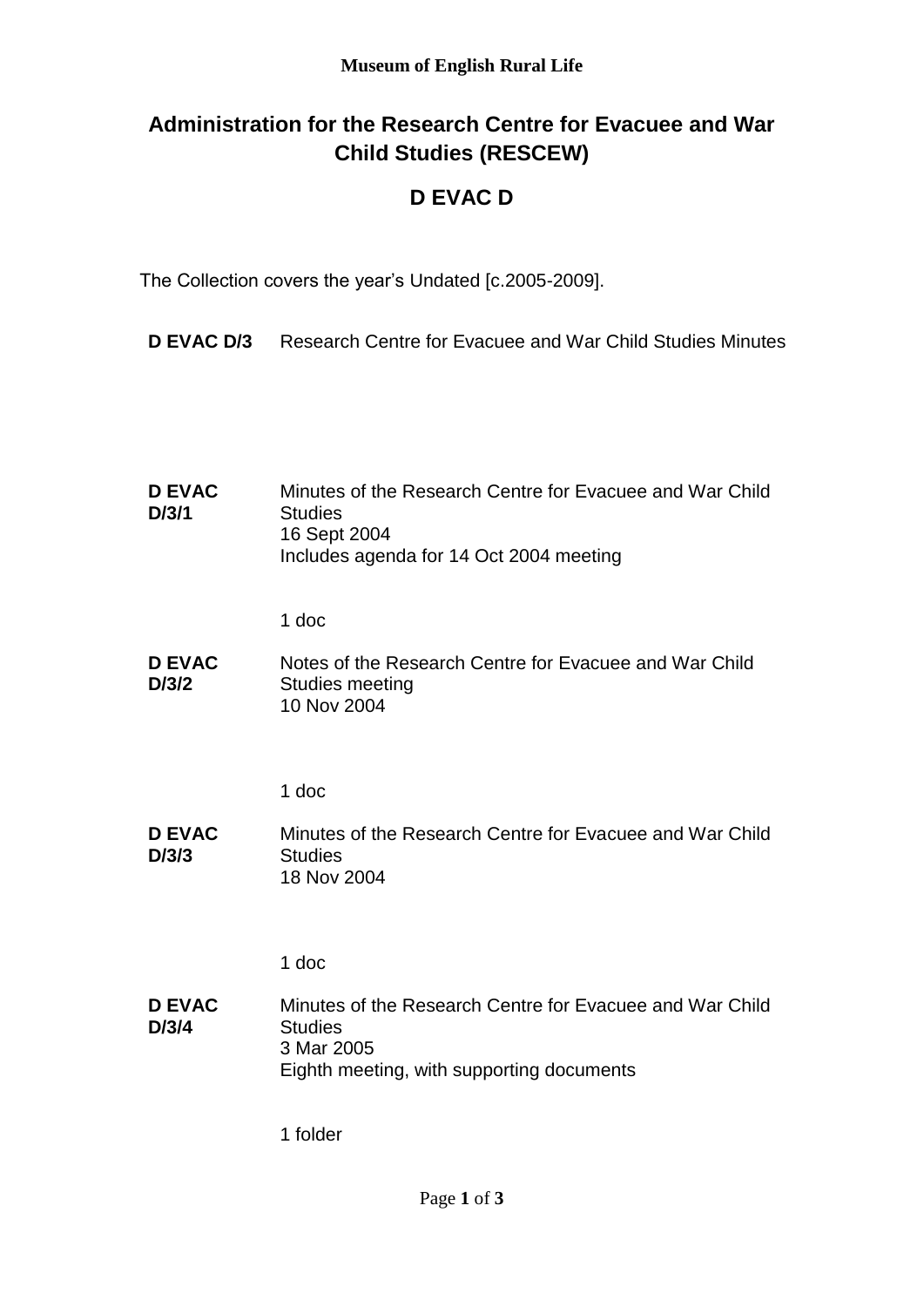**Museum of English Rural Life**

# Administration for the Research Centre for Evacuee and War Child Studies (RESCEW)

# D EVAC D

The Collection covers the year's Undated [c.2005-2009].

| | |
|---|---|
| **D EVAC D/3** | Research Centre for Evacuee and War Child Studies Minutes |
| **D EVAC D/3/1** | Minutes of the Research Centre for Evacuee and War Child Studies<br>16 Sept 2004<br>Includes agenda for 14 Oct 2004 meeting<br><br>1 doc |
| **D EVAC D/3/2** | Notes of the Research Centre for Evacuee and War Child Studies meeting<br>10 Nov 2004<br><br>1 doc |
| **D EVAC D/3/3** | Minutes of the Research Centre for Evacuee and War Child Studies<br>18 Nov 2004<br><br>1 doc |
| **D EVAC D/3/4** | Minutes of the Research Centre for Evacuee and War Child Studies<br>3 Mar 2005<br>Eighth meeting, with supporting documents<br><br>1 folder |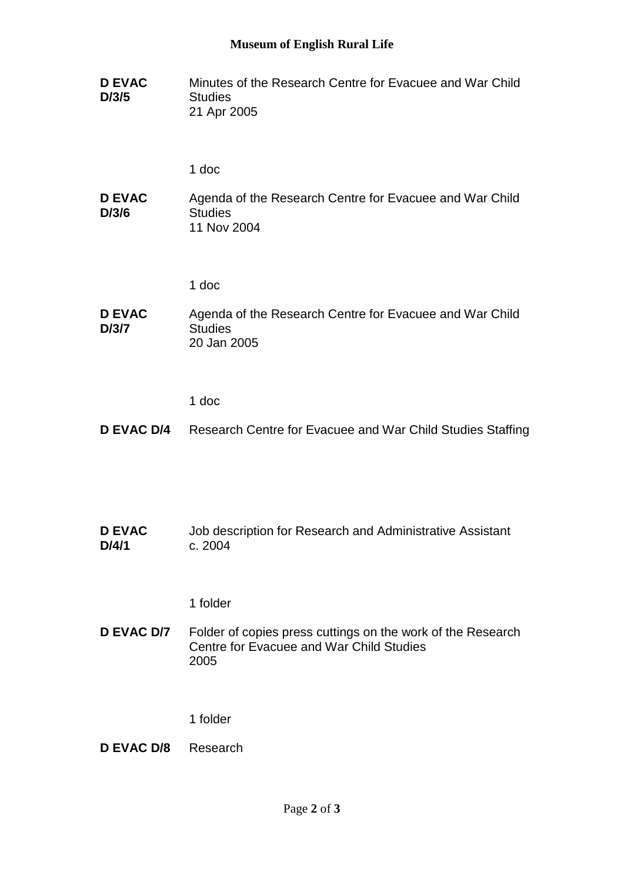| | |
|---|---|
| **D EVAC D/3/5** | Minutes of the Research Centre for Evacuee and War Child Studies<br>21 Apr 2005<br><br>1 doc |
| **D EVAC D/3/6** | Agenda of the Research Centre for Evacuee and War Child Studies<br>11 Nov 2004<br><br>1 doc |
| **D EVAC D/3/7** | Agenda of the Research Centre for Evacuee and War Child Studies<br>20 Jan 2005<br><br>1 doc |
| **D EVAC D/4** | Research Centre for Evacuee and War Child Studies Staffing |
| **D EVAC D/4/1** | Job description for Research and Administrative Assistant<br>c. 2004<br><br>1 folder |
| **D EVAC D/7** | Folder of copies press cuttings on the work of the Research Centre for Evacuee and War Child Studies<br>2005<br><br>1 folder |
| **D EVAC D/8** | Research |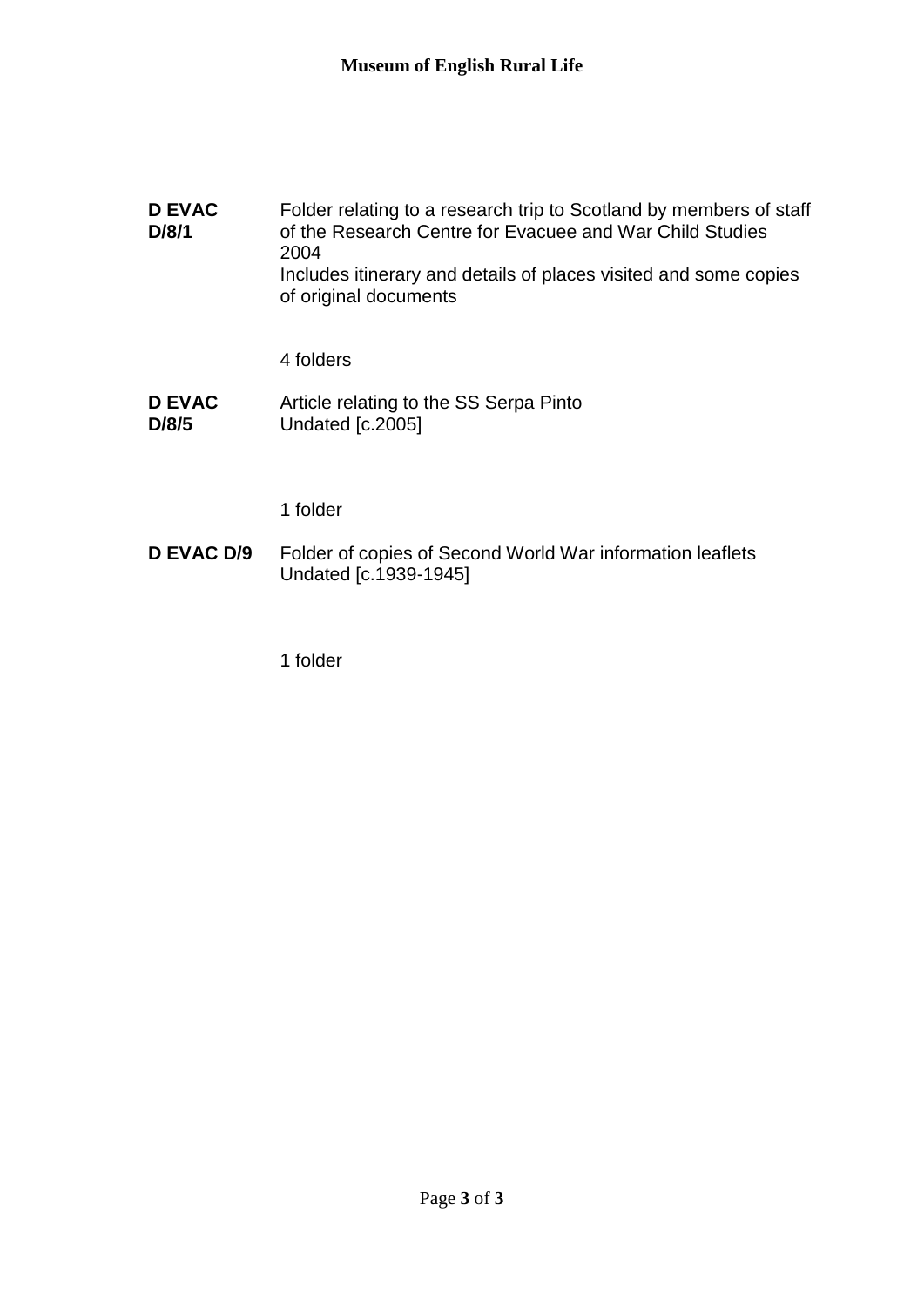| | |
|---|---|
| **D EVAC D/8/1** | Folder relating to a research trip to Scotland by members of staff of the Research Centre for Evacuee and War Child Studies<br>2004<br>Includes itinerary and details of places visited and some copies of original documents<br><br>4 folders |
| **D EVAC D/8/5** | Article relating to the SS Serpa Pinto<br>Undated [c.2005]<br><br>1 folder |
| **D EVAC D/9** | Folder of copies of Second World War information leaflets<br>Undated [c.1939-1945]<br><br>1 folder |